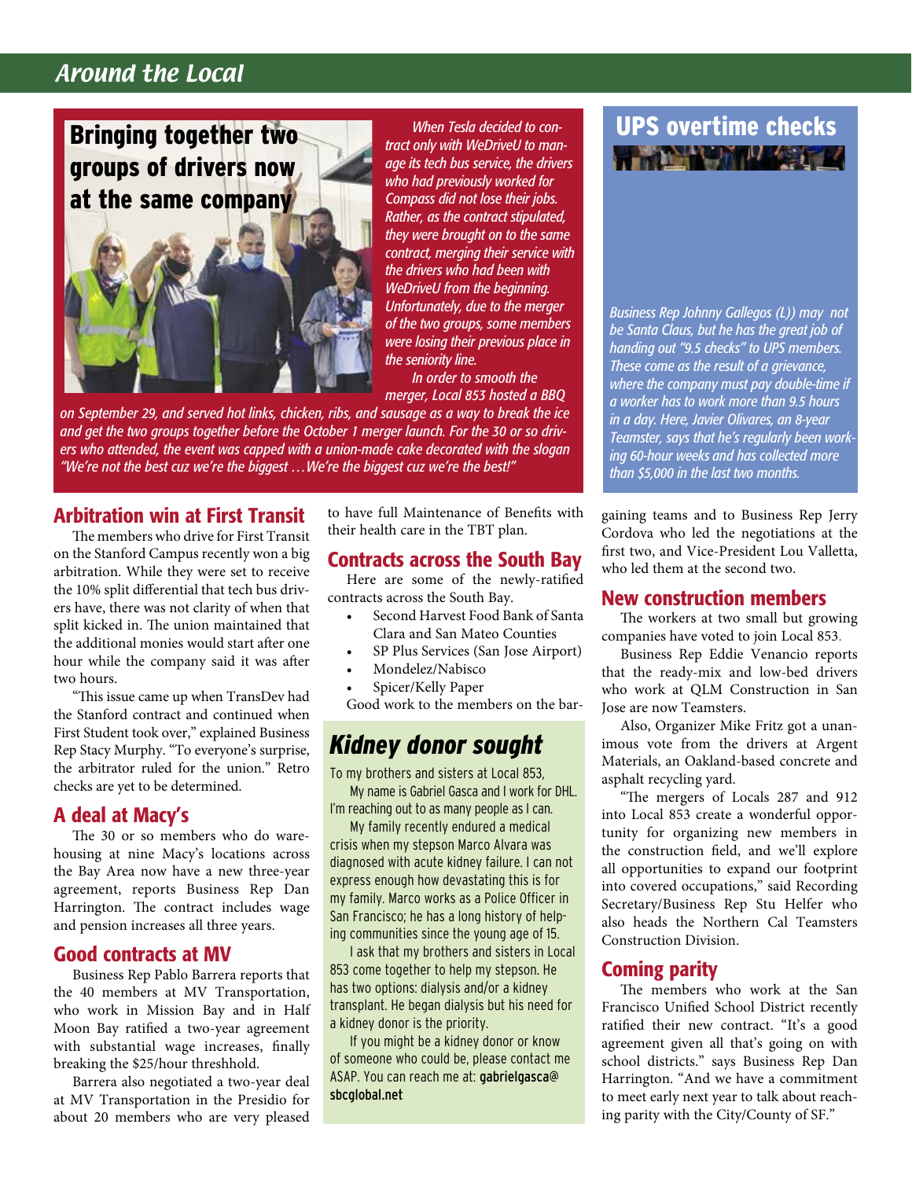## Around the Local

## Bringing together two groups of drivers now at the same company

*When Tesla decided to contract only with WeDriveU to manage its tech bus service, the drivers who had previously worked for Compass did not lose their jobs. Rather, as the contract stipulated, they were brought on to the same contract, merging their service with the drivers who had been with WeDriveU from the beginning. Unfortunately, due to the merger of the two groups, some members were losing their previous place in the seniority line.*

*In order to smooth the merger, Local 853 hosted a BBQ on September 29, and served hot links, chicken, ribs, and sausage as a way to break the ice and get the two groups together before the October 1 merger launch. For the 30 or so drivers who attended, the event was capped with a union-made cake decorated with the slogan "We're not the best cuz we're the biggest …We're the biggest cuz we're the best!"*

## UPS overtime checks

*Business Rep Johnny Gallegos (L)) may not be Santa Claus, but he has the great job of handing out "9.5 checks" to UPS members. These come as the result of a grievance, where the company must pay double-time if a worker has to work more than 9.5 hours in a day. Here, Javier Olivares, an 8-year Teamster, says that he's regularly been working 60-hour weeks and has collected more than $5,000 in the last two months.*

## Arbitration win at First Transit

The members who drive for First Transit on the Stanford Campus recently won a big arbitration. While they were set to receive the 10% split differential that tech bus drivers have, there was not clarity of when that split kicked in. The union maintained that the additional monies would start after one hour while the company said it was after two hours.

"This issue came up when TransDev had the Stanford contract and continued when First Student took over," explained Business Rep Stacy Murphy. "To everyone's surprise, the arbitrator ruled for the union." Retro checks are yet to be determined.

## A deal at Macy's

The 30 or so members who do warehousing at nine Macy's locations across the Bay Area now have a new three-year agreement, reports Business Rep Dan Harrington. The contract includes wage and pension increases all three years.

## Good contracts at MV

Business Rep Pablo Barrera reports that the 40 members at MV Transportation, who work in Mission Bay and in Half Moon Bay ratified a two-year agreement with substantial wage increases, finally breaking the $25/hour threshhold.

Barrera also negotiated a two-year deal at MV Transportation in the Presidio for about 20 members who are very pleased to have full Maintenance of Benefits with their health care in the TBT plan.

## Contracts across the South Bay

Here are some of the newly-ratified contracts across the South Bay.

- Second Harvest Food Bank of Santa Clara and San Mateo Counties
- SP Plus Services (San Jose Airport)
- Mondelez/Nabisco
- Spicer/Kelly Paper

Good work to the members on the bargaining teams and to Business Rep Jerry Cordova who led the negotiations at the first two, and Vice-President Lou Valletta, who led them at the second two.

## Kidney donor sought

To my brothers and sisters at Local 853,

My name is Gabriel Gasca and I work for DHL. I'm reaching out to as many people as I can.

My family recently endured a medical crisis when my stepson Marco Alvara was diagnosed with acute kidney failure. I can not express enough how devastating this is for my family. Marco works as a Police Officer in San Francisco; he has a long history of helping communities since the young age of 15.

I ask that my brothers and sisters in Local 853 come together to help my stepson. He has two options: dialysis and/or a kidney transplant. He began dialysis but his need for a kidney donor is the priority.

If you might be a kidney donor or know of someone who could be, please contact me ASAP. You can reach me at: **gabrielgasca@sbcglobal.net**

## New construction members

The workers at two small but growing companies have voted to join Local 853.

Business Rep Eddie Venancio reports that the ready-mix and low-bed drivers who work at QLM Construction in San Jose are now Teamsters.

Also, Organizer Mike Fritz got a unanimous vote from the drivers at Argent Materials, an Oakland-based concrete and asphalt recycling yard.

"The mergers of Locals 287 and 912 into Local 853 create a wonderful opportunity for organizing new members in the construction field, and we'll explore all opportunities to expand our footprint into covered occupations," said Recording Secretary/Business Rep Stu Helfer who also heads the Northern Cal Teamsters Construction Division.

## Coming parity

The members who work at the San Francisco Unified School District recently ratified their new contract. "It's a good agreement given all that's going on with school districts." says Business Rep Dan Harrington. "And we have a commitment to meet early next year to talk about reaching parity with the City/County of SF."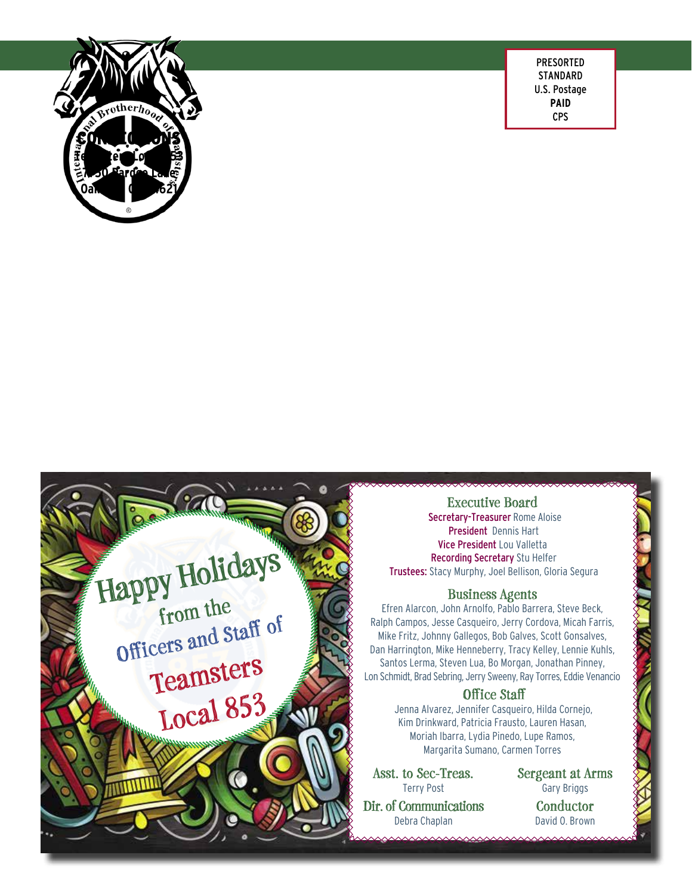CONVENTIONS
Teamsters Local 853
7750 Pardee Lane
Oakland, CA 94621

PRESORTED
STANDARD
U.S. Postage
PAID
CPS

Happy Holidays from the Officers and Staff of Teamsters Local 853

## Executive Board

**Secretary-Treasurer** Rome Aloise
**President** Dennis Hart
**Vice President** Lou Valletta
**Recording Secretary** Stu Helfer
**Trustees:** Stacy Murphy, Joel Bellison, Gloria Segura

## Business Agents

Efren Alarcon, John Arnolfo, Pablo Barrera, Steve Beck, Ralph Campos, Jesse Casqueiro, Jerry Cordova, Micah Farris, Mike Fritz, Johnny Gallegos, Bob Galves, Scott Gonsalves, Dan Harrington, Mike Henneberry, Tracy Kelley, Lennie Kuhls, Santos Lerma, Steven Lua, Bo Morgan, Jonathan Pinney, Lon Schmidt, Brad Sebring, Jerry Sweeny, Ray Torres, Eddie Venancio

## Office Staff

Jenna Alvarez, Jennifer Casqueiro, Hilda Cornejo, Kim Drinkward, Patricia Frausto, Lauren Hasan, Moriah Ibarra, Lydia Pinedo, Lupe Ramos, Margarita Sumano, Carmen Torres

## Asst. to Sec-Treas.

Terry Post

## Dir. of Communications

Debra Chaplan

## Sergeant at Arms

Gary Briggs

## Conductor

David O. Brown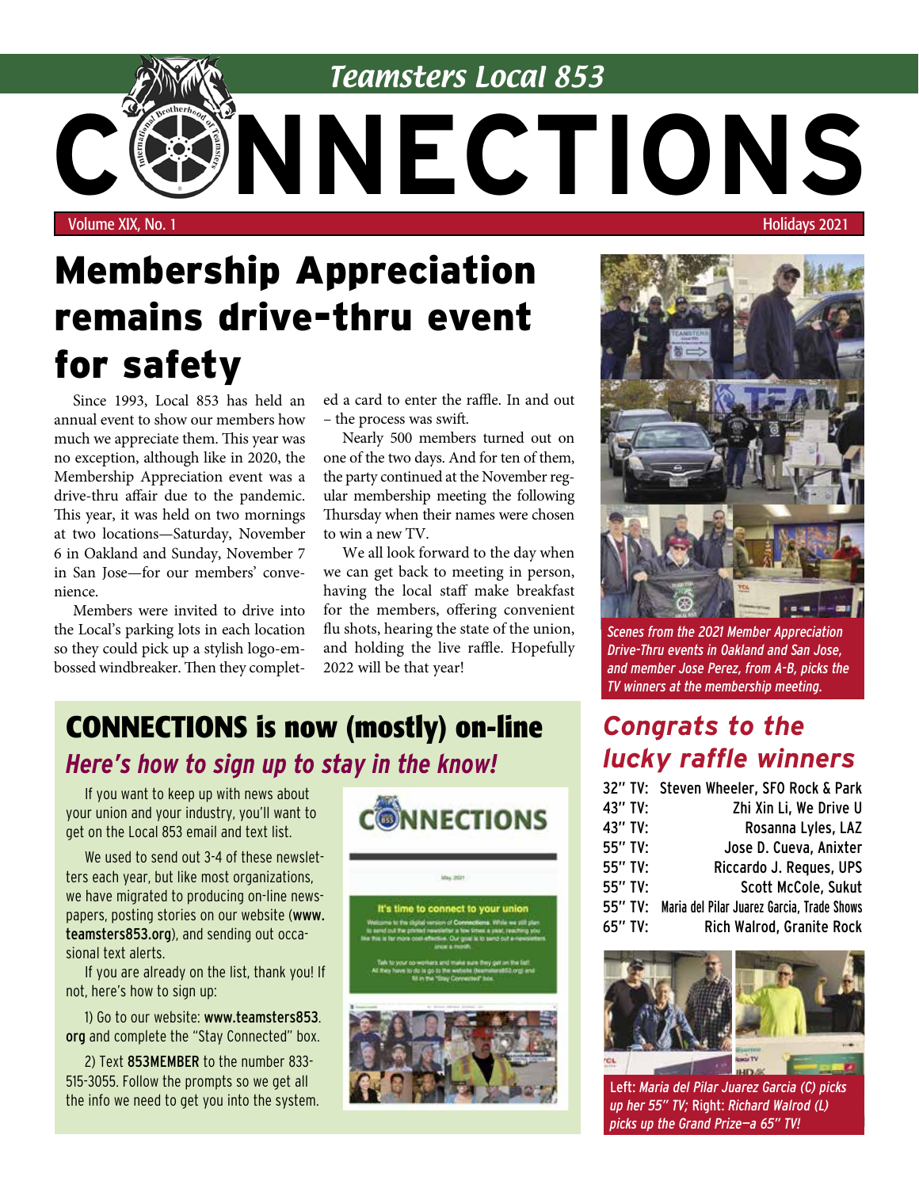# Teamsters Local 853 CONNECTIONS

Volume XIX, No. 1 — Holidays 2021

## Membership Appreciation remains drive-thru event for safety

Since 1993, Local 853 has held an annual event to show our members how much we appreciate them. This year was no exception, although like in 2020, the Membership Appreciation event was a drive-thru affair due to the pandemic. This year, it was held on two mornings at two locations—Saturday, November 6 in Oakland and Sunday, November 7 in San Jose—for our members' convenience.

Members were invited to drive into the Local's parking lots in each location so they could pick up a stylish logo-embossed windbreaker. Then they completed a card to enter the raffle. In and out – the process was swift.

Nearly 500 members turned out on one of the two days. And for ten of them, the party continued at the November regular membership meeting the following Thursday when their names were chosen to win a new TV.

We all look forward to the day when we can get back to meeting in person, having the local staff make breakfast for the members, offering convenient flu shots, hearing the state of the union, and holding the live raffle. Hopefully 2022 will be that year!

*Scenes from the 2021 Member Appreciation Drive-Thru events in Oakland and San Jose, and member Jose Perez, from A-B, picks the TV winners at the membership meeting.*

## CONNECTIONS is now (mostly) on-line

### *Here's how to sign up to stay in the know!*

If you want to keep up with news about your union and your industry, you'll want to get on the Local 853 email and text list.

We used to send out 3-4 of these newsletters each year, but like most organizations, we have migrated to producing on-line newspapers, posting stories on our website (**www.teamsters853.org**), and sending out occasional text alerts.

If you are already on the list, thank you! If not, here's how to sign up:

1) Go to our website: **www.teamsters853.org** and complete the "Stay Connected" box.

2) Text **853MEMBER** to the number 833-515-3055. Follow the prompts so we get all the info we need to get you into the system.

## *Congrats to the lucky raffle winners*

| | |
|---|---|
| 32" TV: | Steven Wheeler, SFO Rock & Park |
| 43" TV: | Zhi Xin Li, We Drive U |
| 43" TV: | Rosanna Lyles, LAZ |
| 55" TV: | Jose D. Cueva, Anixter |
| 55" TV: | Riccardo J. Reques, UPS |
| 55" TV: | Scott McCole, Sukut |
| 55" TV: | Maria del Pilar Juarez Garcia, Trade Shows |
| 65" TV: | Rich Walrod, Granite Rock |

Left: *Maria del Pilar Juarez Garcia (C) picks up her 55" TV;* Right: *Richard Walrod (L) picks up the Grand Prize—a 65" TV!*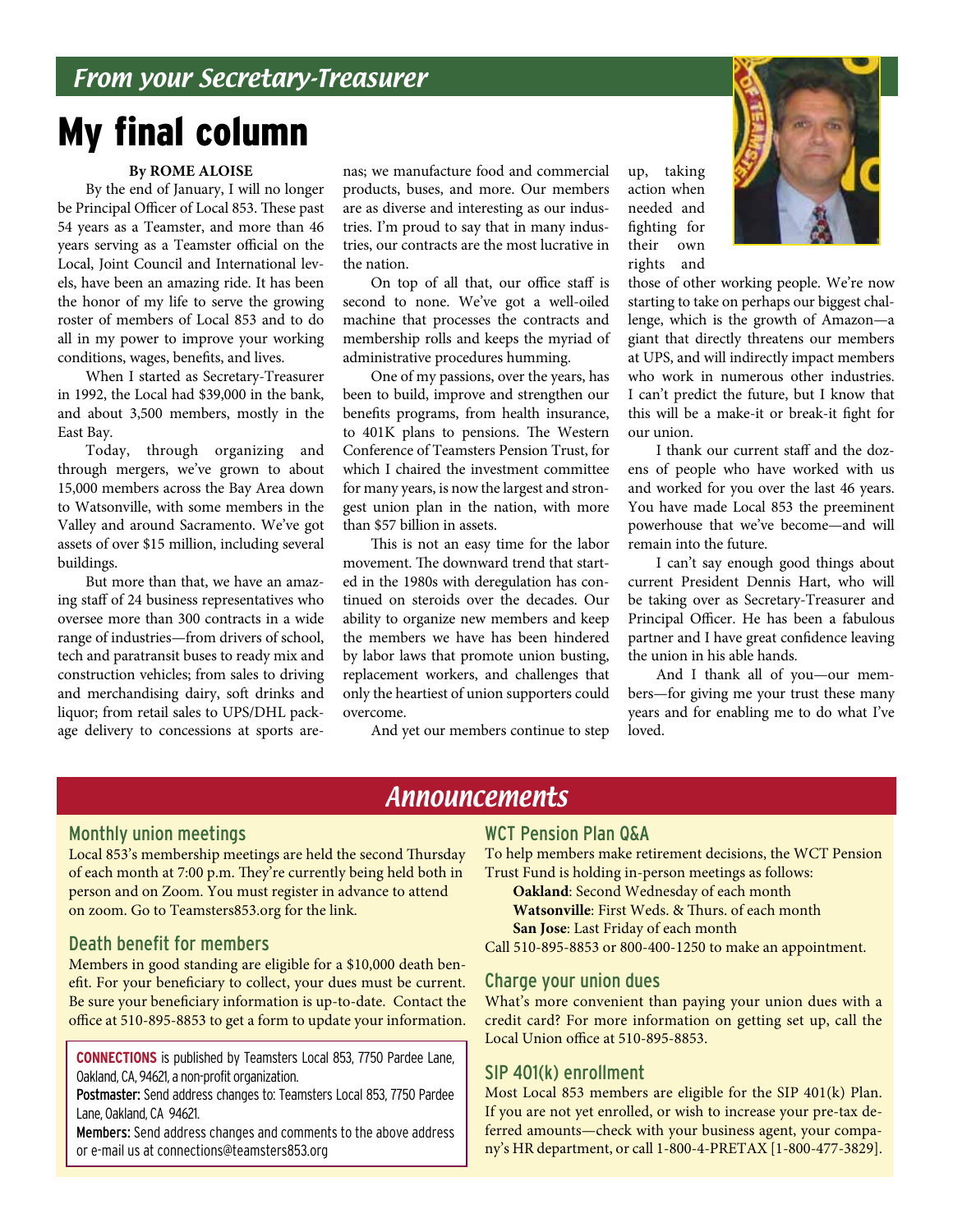*From your Secretary-Treasurer*

# My final column

**By ROME ALOISE**

By the end of January, I will no longer be Principal Officer of Local 853. These past 54 years as a Teamster, and more than 46 years serving as a Teamster official on the Local, Joint Council and International levels, have been an amazing ride. It has been the honor of my life to serve the growing roster of members of Local 853 and to do all in my power to improve your working conditions, wages, benefits, and lives.

When I started as Secretary-Treasurer in 1992, the Local had $39,000 in the bank, and about 3,500 members, mostly in the East Bay.

Today, through organizing and through mergers, we've grown to about 15,000 members across the Bay Area down to Watsonville, with some members in the Valley and around Sacramento. We've got assets of over $15 million, including several buildings.

But more than that, we have an amazing staff of 24 business representatives who oversee more than 300 contracts in a wide range of industries—from drivers of school, tech and paratransit buses to ready mix and construction vehicles; from sales to driving and merchandising dairy, soft drinks and liquor; from retail sales to UPS/DHL package delivery to concessions at sports arenas; we manufacture food and commercial products, buses, and more. Our members are as diverse and interesting as our industries. I'm proud to say that in many industries, our contracts are the most lucrative in the nation.

On top of all that, our office staff is second to none. We've got a well-oiled machine that processes the contracts and membership rolls and keeps the myriad of administrative procedures humming.

One of my passions, over the years, has been to build, improve and strengthen our benefits programs, from health insurance, to 401K plans to pensions. The Western Conference of Teamsters Pension Trust, for which I chaired the investment committee for many years, is now the largest and strongest union plan in the nation, with more than $57 billion in assets.

This is not an easy time for the labor movement. The downward trend that started in the 1980s with deregulation has continued on steroids over the decades. Our ability to organize new members and keep the members we have has been hindered by labor laws that promote union busting, replacement workers, and challenges that only the heartiest of union supporters could overcome.

And yet our members continue to step up, taking action when needed and fighting for their own rights and those of other working people. We're now starting to take on perhaps our biggest challenge, which is the growth of Amazon—a giant that directly threatens our members at UPS, and will indirectly impact members who work in numerous other industries. I can't predict the future, but I know that this will be a make-it or break-it fight for our union.

I thank our current staff and the dozens of people who have worked with us and worked for you over the last 46 years. You have made Local 853 the preeminent powerhouse that we've become—and will remain into the future.

I can't say enough good things about current President Dennis Hart, who will be taking over as Secretary-Treasurer and Principal Officer. He has been a fabulous partner and I have great confidence leaving the union in his able hands.

And I thank all of you—our members—for giving me your trust these many years and for enabling me to do what I've loved.

## Announcements

### Monthly union meetings

Local 853's membership meetings are held the second Thursday of each month at 7:00 p.m. They're currently being held both in person and on Zoom. You must register in advance to attend on zoom. Go to Teamsters853.org for the link.

### Death benefit for members

Members in good standing are eligible for a $10,000 death benefit. For your beneficiary to collect, your dues must be current. Be sure your beneficiary information is up-to-date. Contact the office at 510-895-8853 to get a form to update your information.

**CONNECTIONS** is published by Teamsters Local 853, 7750 Pardee Lane, Oakland, CA, 94621, a non-profit organization.

**Postmaster:** Send address changes to: Teamsters Local 853, 7750 Pardee Lane, Oakland, CA 94621.

**Members:** Send address changes and comments to the above address or e-mail us at connections@teamsters853.org

### WCT Pension Plan Q&A

To help members make retirement decisions, the WCT Pension Trust Fund is holding in-person meetings as follows:

**Oakland**: Second Wednesday of each month
**Watsonville**: First Weds. & Thurs. of each month
**San Jose**: Last Friday of each month

Call 510-895-8853 or 800-400-1250 to make an appointment.

### Charge your union dues

What's more convenient than paying your union dues with a credit card? For more information on getting set up, call the Local Union office at 510-895-8853.

### SIP 401(k) enrollment

Most Local 853 members are eligible for the SIP 401(k) Plan. If you are not yet enrolled, or wish to increase your pre-tax deferred amounts—check with your business agent, your company's HR department, or call 1-800-4-PRETAX [1-800-477-3829].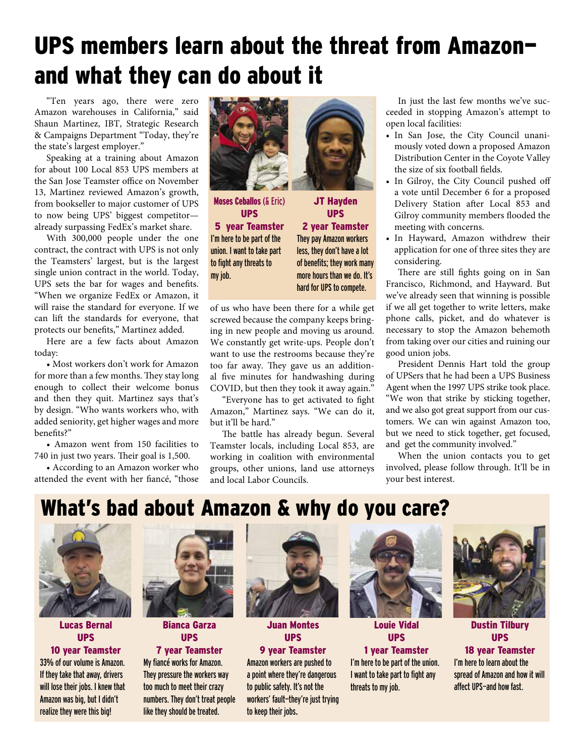# UPS members learn about the threat from Amazon—and what they can do about it

"Ten years ago, there were zero Amazon warehouses in California," said Shaun Martinez, IBT, Strategic Research & Campaigns Department "Today, they're the state's largest employer."

Speaking at a training about Amazon for about 100 Local 853 UPS members at the San Jose Teamster office on November 13, Martinez reviewed Amazon's growth, from bookseller to major customer of UPS to now being UPS' biggest competitor—already surpassing FedEx's market share.

With 300,000 people under the one contract, the contract with UPS is not only the Teamsters' largest, but is the largest single union contract in the world. Today, UPS sets the bar for wages and benefits. "When we organize FedEx or Amazon, it will raise the standard for everyone. If we can lift the standards for everyone, that protects our benefits," Martinez added.

Here are a few facts about Amazon today:

- Most workers don't work for Amazon for more than a few months. They stay long enough to collect their welcome bonus and then they quit. Martinez says that's by design. "Who wants workers who, with added seniority, get higher wages and more benefits?"
- Amazon went from 150 facilities to 740 in just two years. Their goal is 1,500.
- According to an Amazon worker who attended the event with her fiancé, "those of us who have been there for a while get screwed because the company keeps bringing in new people and moving us around. We constantly get write-ups. People don't want to use the restrooms because they're too far away. They gave us an additional five minutes for handwashing during COVID, but then they took it away again."

**Moses Ceballos** (& Eric)
**UPS**
**5 year Teamster**
I'm here to be part of the union. I want to take part to fight any threats to my job.

**JT Hayden**
**UPS**
**2 year Teamster**
They pay Amazon workers less, they don't have a lot of benefits; they work many more hours than we do. It's hard for UPS to compete.

"Everyone has to get activated to fight Amazon," Martinez says. "We can do it, but it'll be hard."

The battle has already begun. Several Teamster locals, including Local 853, are working in coalition with environmental groups, other unions, land use attorneys and local Labor Councils.

In just the last few months we've succeeded in stopping Amazon's attempt to open local facilities:

- In San Jose, the City Council unanimously voted down a proposed Amazon Distribution Center in the Coyote Valley the size of six football fields.
- In Gilroy, the City Council pushed off a vote until December 6 for a proposed Delivery Station after Local 853 and Gilroy community members flooded the meeting with concerns.
- In Hayward, Amazon withdrew their application for one of three sites they are considering.

There are still fights going on in San Francisco, Richmond, and Hayward. But we've already seen that winning is possible if we all get together to write letters, make phone calls, picket, and do whatever is necessary to stop the Amazon behemoth from taking over our cities and ruining our good union jobs.

President Dennis Hart told the group of UPSers that he had been a UPS Business Agent when the 1997 UPS strike took place. "We won that strike by sticking together, and we also got great support from our customers. We can win against Amazon too, but we need to stick together, get focused, and get the community involved."

When the union contacts you to get involved, please follow through. It'll be in your best interest.

## What's bad about Amazon & why do you care?

**Lucas Bernal**
**UPS**
**10 year Teamster**
33% of our volume is Amazon. If they take that away, drivers will lose their jobs. I knew that Amazon was big, but I didn't realize they were this big!

**Bianca Garza**
**UPS**
**7 year Teamster**
My fiancé works for Amazon. They pressure the workers way too much to meet their crazy numbers. They don't treat people like they should be treated.

**Juan Montes**
**UPS**
**9 year Teamster**
Amazon workers are pushed to a point where they're dangerous to public safety. It's not the workers' fault—they're just trying to keep their jobs.

**Louie Vidal**
**UPS**
**1 year Teamster**
I'm here to be part of the union. I want to take part to fight any threats to my job.

**Dustin Tilbury**
**UPS**
**18 year Teamster**
I'm here to learn about the spread of Amazon and how it will affect UPS—and how fast.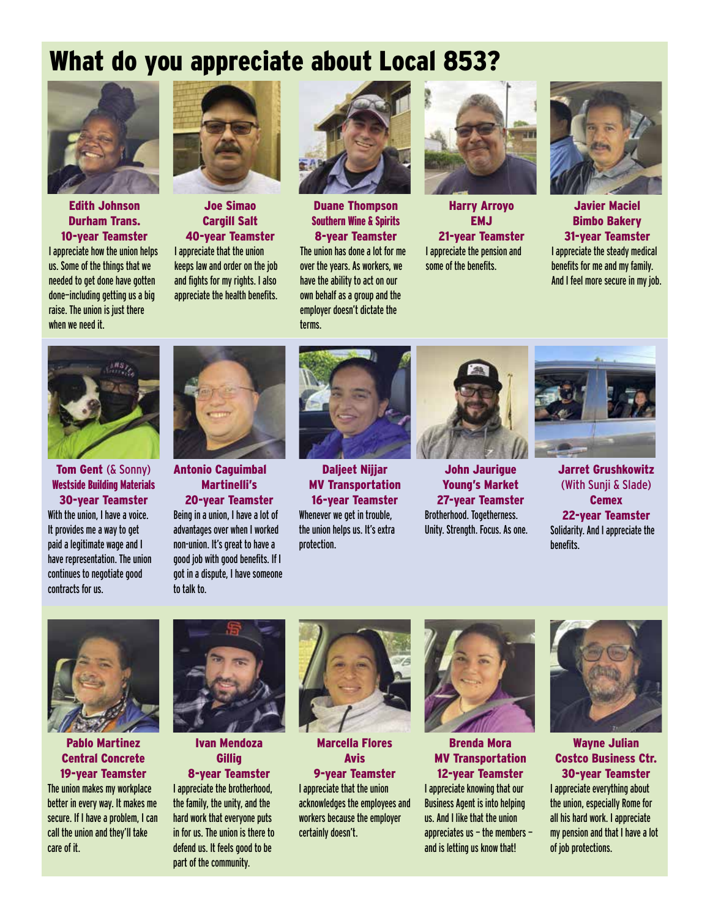# What do you appreciate about Local 853?

**Edith Johnson**
**Durham Trans.**
**10-year Teamster**
I appreciate how the union helps us. Some of the things that we needed to get done have gotten done–including getting us a big raise. The union is just there when we need it.

**Joe Simao**
**Cargill Salt**
**40-year Teamster**
I appreciate that the union keeps law and order on the job and fights for my rights. I also appreciate the health benefits.

**Duane Thompson**
**Southern Wine & Spirits**
**8-year Teamster**
The union has done a lot for me over the years. As workers, we have the ability to act on our own behalf as a group and the employer doesn't dictate the terms.

**Harry Arroyo**
**EMJ**
**21-year Teamster**
I appreciate the pension and some of the benefits.

**Javier Maciel**
**Bimbo Bakery**
**31-year Teamster**
I appreciate the steady medical benefits for me and my family. And I feel more secure in my job.

**Tom Gent** (& Sonny)
**Westside Building Materials**
**30-year Teamster**
With the union, I have a voice. It provides me a way to get paid a legitimate wage and I have representation. The union continues to negotiate good contracts for us.

**Antonio Caguimbal**
**Martinelli's**
**20-year Teamster**
Being in a union, I have a lot of advantages over when I worked non-union. It's great to have a good job with good benefits. If I got in a dispute, I have someone to talk to.

**Daljeet Nijjar**
**MV Transportation**
**16-year Teamster**
Whenever we get in trouble, the union helps us. It's extra protection.

**John Jaurigue**
**Young's Market**
**27-year Teamster**
Brotherhood. Togetherness. Unity. Strength. Focus. As one.

**Jarret Grushkowitz**
(With Sunji & Slade)
**Cemex**
**22-year Teamster**
Solidarity. And I appreciate the benefits.

**Pablo Martinez**
**Central Concrete**
**19-year Teamster**
The union makes my workplace better in every way. It makes me secure. If I have a problem, I can call the union and they'll take care of it.

**Ivan Mendoza**
**Gillig**
**8-year Teamster**
I appreciate the brotherhood, the family, the unity, and the hard work that everyone puts in for us. The union is there to defend us. It feels good to be part of the community.

**Marcella Flores**
**Avis**
**9-year Teamster**
I appreciate that the union acknowledges the employees and workers because the employer certainly doesn't.

**Brenda Mora**
**MV Transportation**
**12-year Teamster**
I appreciate knowing that our Business Agent is into helping us. And I like that the union appreciates us – the members – and is letting us know that!

**Wayne Julian**
**Costco Business Ctr.**
**30-year Teamster**
I appreciate everything about the union, especially Rome for all his hard work. I appreciate my pension and that I have a lot of job protections.